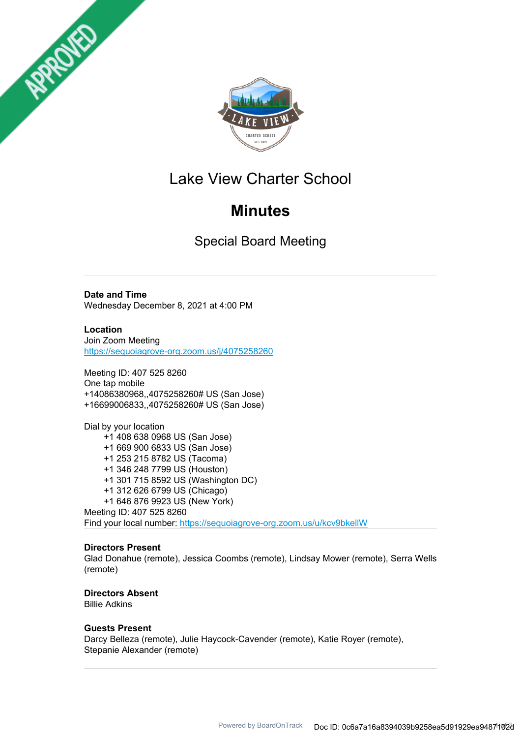# Lake View Charter School

## Minutes

### Special Board Meeting

---

**Date and Time**
Wednesday December 8, 2021 at 4:00 PM

**Location**
Join Zoom Meeting
https://sequoiagrove-org.zoom.us/j/4075258260

Meeting ID: 407 525 8260
One tap mobile
+14086380968,,4075258260# US (San Jose)
+16699006833,,4075258260# US (San Jose)

Dial by your location
+1 408 638 0968 US (San Jose)
+1 669 900 6833 US (San Jose)
+1 253 215 8782 US (Tacoma)
+1 346 248 7799 US (Houston)
+1 301 715 8592 US (Washington DC)
+1 312 626 6799 US (Chicago)
+1 646 876 9923 US (New York)
Meeting ID: 407 525 8260
Find your local number: https://sequoiagrove-org.zoom.us/u/kcv9bkellW

---

**Directors Present**
Glad Donahue (remote), Jessica Coombs (remote), Lindsay Mower (remote), Serra Wells (remote)

**Directors Absent**
Billie Adkins

**Guests Present**
Darcy Belleza (remote), Julie Haycock-Cavender (remote), Katie Royer (remote), Stepanie Alexander (remote)

---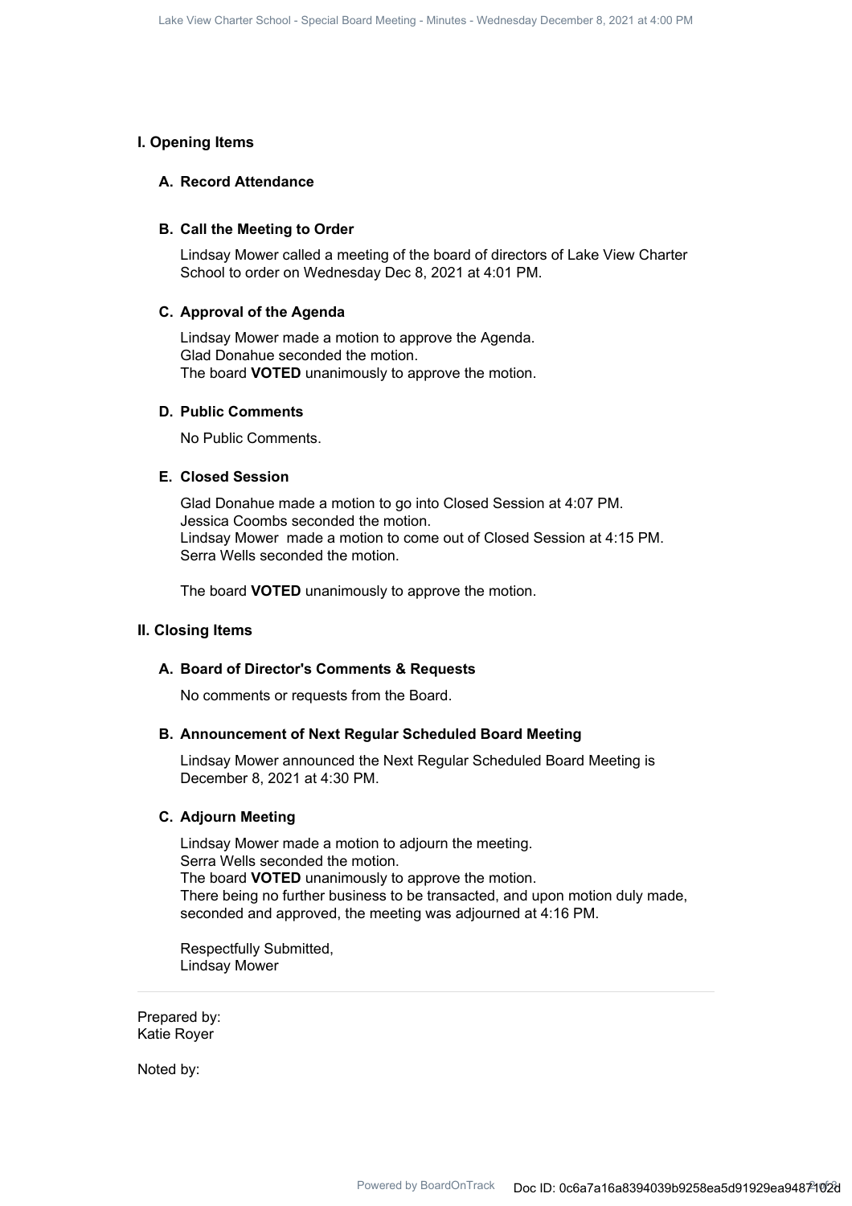## I. Opening Items

### A. Record Attendance

### B. Call the Meeting to Order

Lindsay Mower called a meeting of the board of directors of Lake View Charter School to order on Wednesday Dec 8, 2021 at 4:01 PM.

### C. Approval of the Agenda

Lindsay Mower made a motion to approve the Agenda.
Glad Donahue seconded the motion.
The board **VOTED** unanimously to approve the motion.

### D. Public Comments

No Public Comments.

### E. Closed Session

Glad Donahue made a motion to go into Closed Session at 4:07 PM.
Jessica Coombs seconded the motion.
Lindsay Mower made a motion to come out of Closed Session at 4:15 PM.
Serra Wells seconded the motion.

The board **VOTED** unanimously to approve the motion.

## II. Closing Items

### A. Board of Director's Comments & Requests

No comments or requests from the Board.

### B. Announcement of Next Regular Scheduled Board Meeting

Lindsay Mower announced the Next Regular Scheduled Board Meeting is December 8, 2021 at 4:30 PM.

### C. Adjourn Meeting

Lindsay Mower made a motion to adjourn the meeting.
Serra Wells seconded the motion.
The board **VOTED** unanimously to approve the motion.
There being no further business to be transacted, and upon motion duly made, seconded and approved, the meeting was adjourned at 4:16 PM.

Respectfully Submitted,
Lindsay Mower

---

Prepared by:
Katie Royer

Noted by: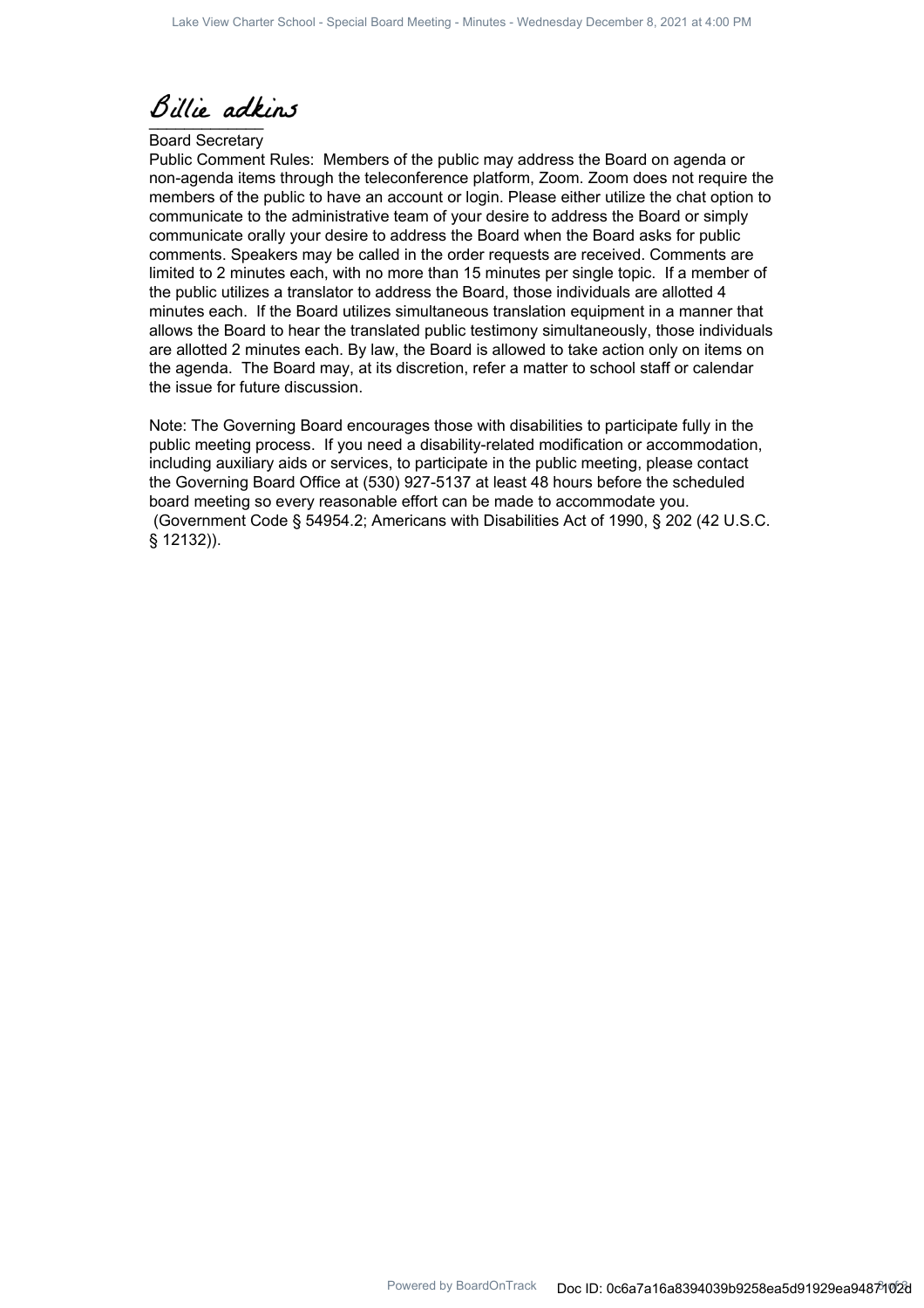Billie adkins

______________

Board Secretary

Public Comment Rules: Members of the public may address the Board on agenda or non-agenda items through the teleconference platform, Zoom. Zoom does not require the members of the public to have an account or login. Please either utilize the chat option to communicate to the administrative team of your desire to address the Board or simply communicate orally your desire to address the Board when the Board asks for public comments. Speakers may be called in the order requests are received. Comments are limited to 2 minutes each, with no more than 15 minutes per single topic. If a member of the public utilizes a translator to address the Board, those individuals are allotted 4 minutes each. If the Board utilizes simultaneous translation equipment in a manner that allows the Board to hear the translated public testimony simultaneously, those individuals are allotted 2 minutes each. By law, the Board is allowed to take action only on items on the agenda. The Board may, at its discretion, refer a matter to school staff or calendar the issue for future discussion.

Note: The Governing Board encourages those with disabilities to participate fully in the public meeting process. If you need a disability-related modification or accommodation, including auxiliary aids or services, to participate in the public meeting, please contact the Governing Board Office at (530) 927-5137 at least 48 hours before the scheduled board meeting so every reasonable effort can be made to accommodate you. (Government Code § 54954.2; Americans with Disabilities Act of 1990, § 202 (42 U.S.C. § 12132)).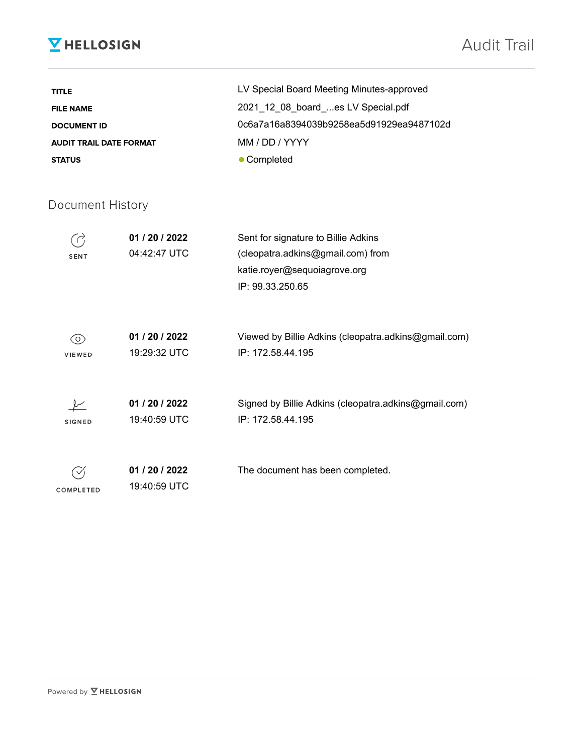HELLOSIGN

# Audit Trail

| | |
|---|---|
| **TITLE** | LV Special Board Meeting Minutes-approved |
| **FILE NAME** | 2021_12_08_board_...es LV Special.pdf |
| **DOCUMENT ID** | 0c6a7a16a8394039b9258ea5d91929ea9487102d |
| **AUDIT TRAIL DATE FORMAT** | MM / DD / YYYY |
| **STATUS** | ● Completed |

## Document History

| | | |
|---|---|---|
| SENT | **01 / 20 / 2022** 04:42:47 UTC | Sent for signature to Billie Adkins (cleopatra.adkins@gmail.com) from katie.royer@sequoiagrove.org IP: 99.33.250.65 |
| VIEWED | **01 / 20 / 2022** 19:29:32 UTC | Viewed by Billie Adkins (cleopatra.adkins@gmail.com) IP: 172.58.44.195 |
| SIGNED | **01 / 20 / 2022** 19:40:59 UTC | Signed by Billie Adkins (cleopatra.adkins@gmail.com) IP: 172.58.44.195 |
| COMPLETED | **01 / 20 / 2022** 19:40:59 UTC | The document has been completed. |

Powered by HELLOSIGN